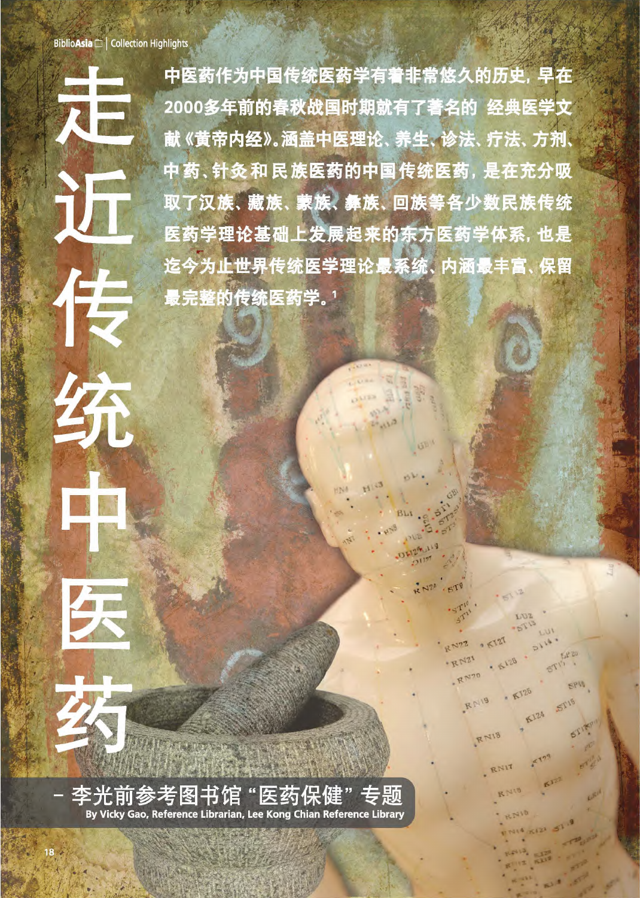# 走近传统中医药

## – 李光前参考图书馆"医药保健"专题

By Vicky Gao, Reference Librarian, Lee Kong Chian Reference Library

中医药作为中国传统医药学有着非常悠久的历史，早在2000多年前的春秋战国时期就有了著名的 经典医学文献《黄帝内经》。涵盖中医理论、养生、诊法、疗法、方剂、中药、针灸和民族医药的中国传统医药，是在充分吸取了汉族、藏族、蒙族、彝族、回族等各少数民族传统医药学理论基础上发展起来的东方医药学体系，也是迄今为止世界传统医学理论最系统、内涵最丰富、保留最完整的传统医药学。[1]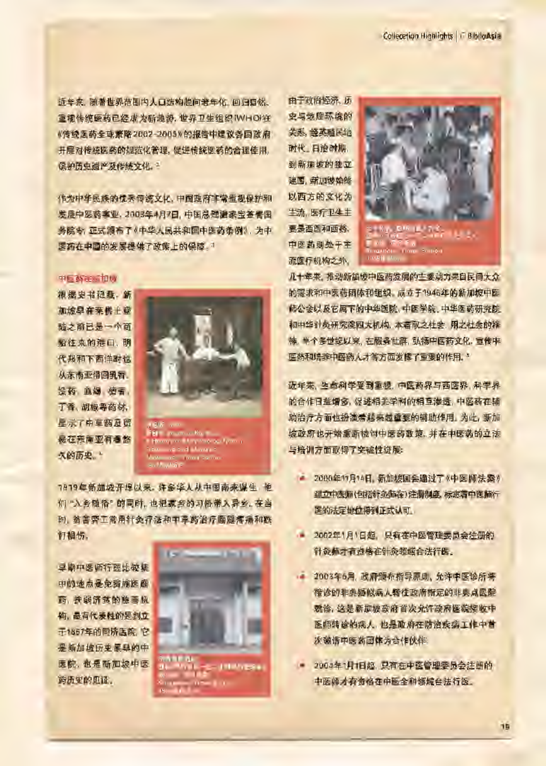近年来，随着世界范围内人口结构趋向老年化，回归自然、重视传统医药已经成为新趋势。世界卫生组织(WHO)在《传统医药全球策略2002-2005》的报告中建议各国政府开展对传统医药的规范化管理，促进传统医药的合理使用，保护历史遗产及传统文化。[2]

作为中华民族的优秀传统文化，中国政府非常重视保护和发展中医药事业。2003年4月7日，中国总理温家宝签署国务院令，正式颁布了《中华人民共和国中医药条例》，为中医药在中国的发展提供了政策上的保障。[3]

## 中医药在新加坡

根据史书记载，新加坡早在莱佛士登陆之前已是一个商船往来的港口。明代郑和下西洋时也从东南亚带回乳香、没药、血竭、安息香、丁香、胡椒等药材，显示了中草药及贸易在东南亚有着悠久的历史。[4]

1819年新加坡开埠以来，许多华人从中国南来谋生。他们"入乡随俗"的同时，也把家乡的习俗带入异乡。在当时，苦力劳工常用针灸疗法和中草药治疗腰腿疼痛和跌打损伤。

早期中医师行医比较集中的地点是免费施医赠药、扶弱济贫的慈善机构，最有代表性的是创立于1867年的同济医院。它是新加坡历史最早的中医院，也是新加坡中医药历史的见证。

由于政治经济、历史与地理环境的关系，经英殖民地时代、日治时期，到新加坡的独立建国，新加坡始终以西方的文化为主流，医疗卫生主要是西医和西药，中医药则处于主流医疗机构之外。

几十年来，推动新加坡中医药发展的主要动力来自民间大众的需求和中医药团体和组织。成立于1946年的新加坡中医师公会以及它属下的中华医院、中医学院、中华医药研究院和中华针灸研究院四大机构，本着取之社会，用之社会的精神，半个多世纪以来，在服务社群，弘扬中医药文化，宣传中医药和培养中医药人才等方面发挥了重要的作用。[5]

近年来，生命科学受到重视，中医药界与西医界、科学界的合作日益增多，促进相关学科的相互渗透，中医药在辅助治疗方面也扮演着越来越重要的辅助作用。为此，新加坡政府也开始重新检讨中医药政策，并在中医药的立法与培训方面取得了突破性进展：

- 2000年11月14日，新加坡国会通过了《中医师法案》建立中医师(包括针灸师在)注册制度，标志着中医师行医的法定地位得到正式认可。
- 2002年1月1日起，只有在中医管理委员会注册的针灸师才有资格在针灸领域合法行医。
- 2003年6月，政府颁布指导原则，允许中医诊所将确诊的非典疑似病人转往政府指定的非典点医院就诊，这是新加坡政府首次允许政府医院接收中医师转诊的病人，也是政府在防治疾病工作中首次邀请中医药团体为合作伙伴。
- 2004年1月1日起，只有在中医管理委员会注册的中医师才有资格在中医全科领域合法行医。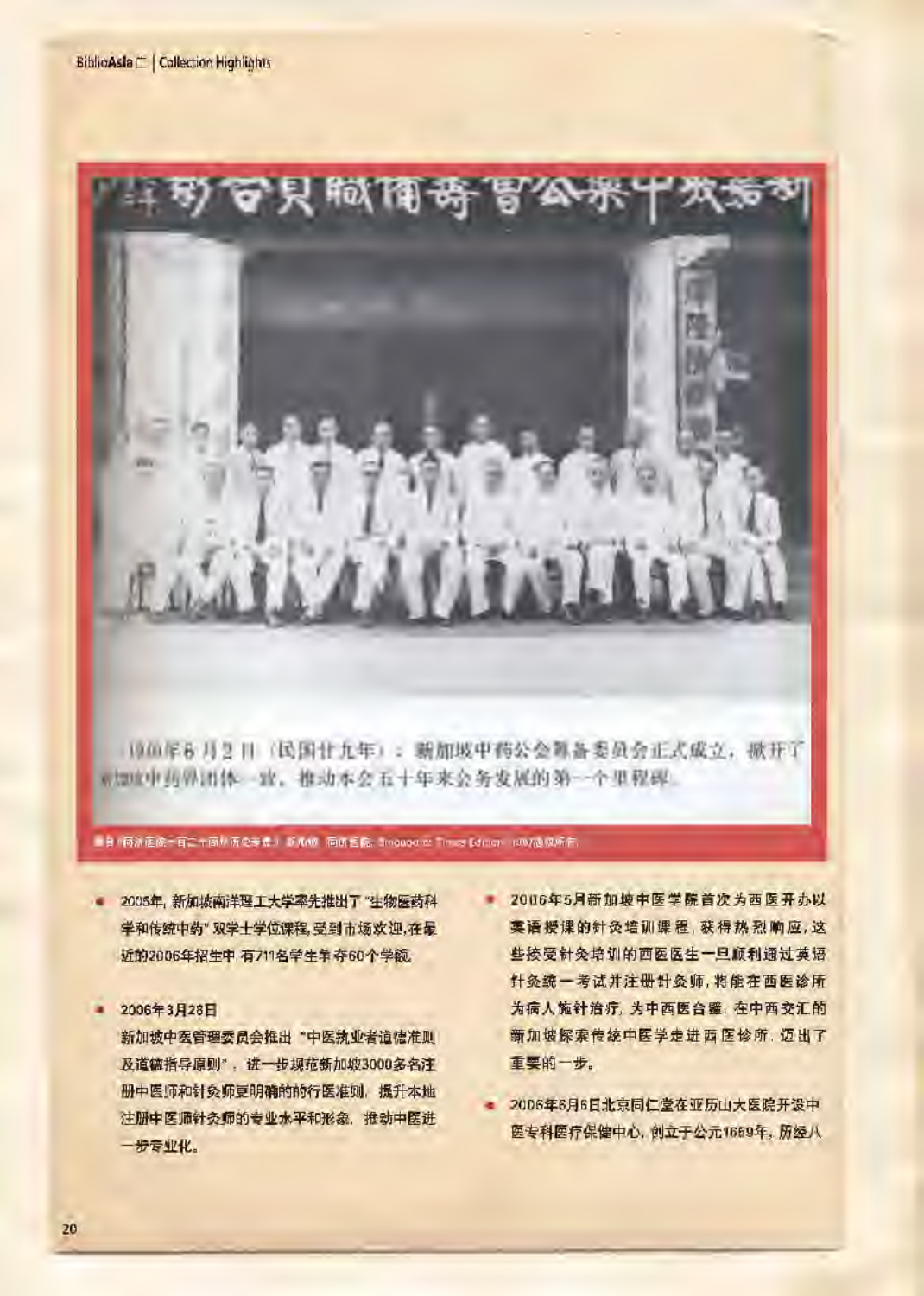1940年6月2日（民国廿九年）：新加坡中药公会筹备委员会正式成立，掀开了新加坡中药界团体一页，推动本会五十年来会务发展的第一个里程碑。

来自《同济医院一百二十周年历史专辑》新加坡：同济医院，Singapore Times Edition，1997版权所有

- 2005年，新加坡南洋理工大学率先推出了"生物医药科学和传统中药"双学士学位课程，受到市场欢迎，在最近的2006年招生中，有711名学生争夺60个学额。

- 2006年3月28日
新加坡中医管理委员会推出"中医执业者道德准则及道德指导原则"，进一步规范新加坡3000多名注册中医师和针灸师更明确的行医准则，提升本地注册中医师针灸师的专业水平和形象，推动中医进一步专业化。

- 2006年5月新加坡中医学院首次为西医开办以英语授课的针灸培训课程，获得热烈响应，这些接受针灸培训的西医医生一旦顺利通过英语针灸统一考试并注册针灸师，将能在西医诊所为病人施针治疗，为中西医合璧，在中西交汇的新加坡探索传统中医学走进西医诊所，迈出了重要的一步。

- 2006年6月6日北京同仁堂在亚历山大医院开设中医专科医疗保健中心，创立于公元1669年，历经八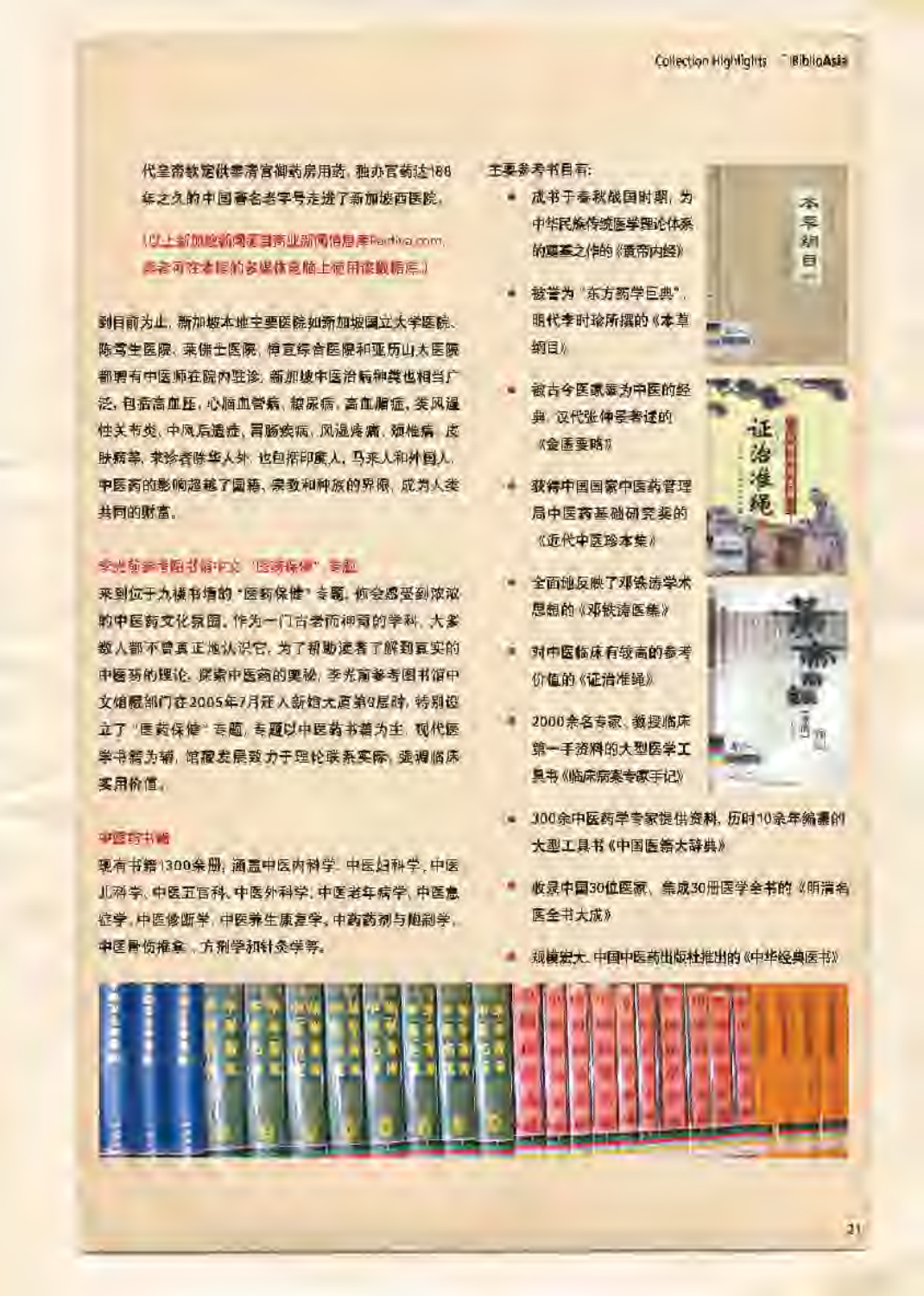代皇帝钦定供奉清宫御药房用药，独办官药达188年之久的中国著名老字号走进了新加坡西医院。

（以上新加坡新闻源自商业新闻信息库Factiva.com，读者可在本馆的多媒体站随上使用该数据库。）

到目前为止，新加坡本地主要医院如新加坡国立大学医院、陈笃生医院、莱佛士医院、樟宜综合医院和亚历山大医院都聘有中医师在院内驻诊。新加坡中医治病种类也相当广泛，包括高血压、心脑血管病、糖尿病、高血脂症、类风湿性关节炎、中风后遗症、胃肠疾病、风湿疼痛、颈椎病、皮肤病等。求诊者除华人外，也包括印度人、马来人和外国人。中医药的影响超越了国籍、宗教和种族的界限，成为人类共同的财富。

## 李光前参考图书馆中文"医药保健"专题

来到位于九楼书馆的"医药保健"专题，你会感受到浓浓的中医药文化氛围。作为一门古老而神奇的学科，大多数人都不曾真正地认识它。为了帮助读者了解到真实的中医药的理论，探索中医药的奥秘，李光前参考图书馆中文馆藏部门在2005年7月迁入新馆大厦第9层时，特别设立了"医药保健"专题。专题以中医药书籍为主，现代医学书籍为辅，馆藏发展致力于理论联系实际，强调临床实用价值。

### 中医药书籍

现有书籍1300余册，涵盖中医内科学、中医妇科学、中医儿科学、中医五官科、中医外科学、中医老年病学、中医急症学、中医诊断学、中医养生康复学、中药药剂与炮制学、中医骨伤推拿、方剂学和针灸学等。

主要参考书目有：

- 成书于春秋战国时期，为中华民族传统医学理论体系的奠基之作的《黄帝内经》
- 被誉为"东方药学巨典"，明代李时珍所撰的《本草纲目》
- 被古今医家奉为中医的经典，汉代张仲景著述的《金匮要略》
- 获得中国国家中医药管理局中医药基础研究奖的《近代中医珍本集》
- 全面地反映了邓铁涛学术思想的《邓铁涛医集》
- 对中医临床有较高的参考价值的《证治准绳》
- 2000余名专家、教授临床第一手资料的大型医学工具书《临床病案专家手记》
- 300余中医药学专家提供资料，历时10余年编纂的大型工具书《中国医籍大辞典》
- 收录中国30位医家，集成30册医学全书的《明清名医全书大成》
- 规模宏大，中国中医药出版社推出的《中华经典医书》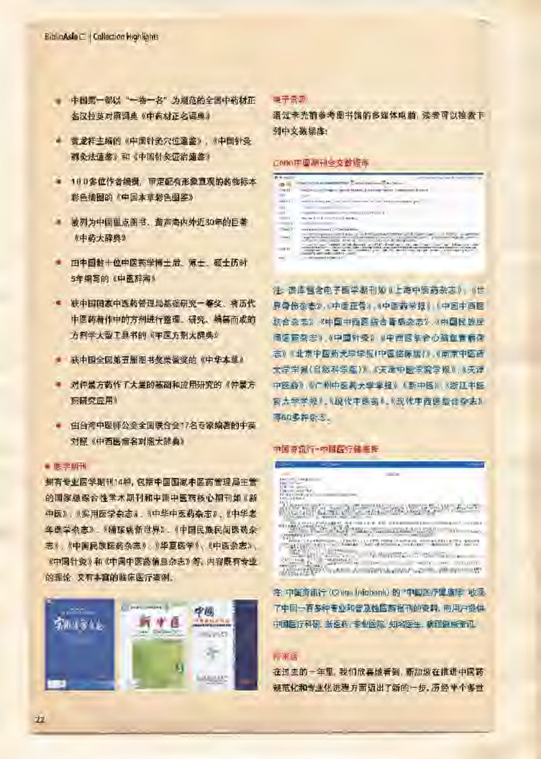- 中国第一部以“一物一名”为规范的全国中药材正名汉拉英对照词典《中药材正名词典》
- 黄龙祥主编的《中国针灸穴位通鉴》、《中国针灸刺灸法通鉴》和《中国针灸证治通鉴》
- 100多位作者编撰，审定配有形象直观的药物标本彩色插图的《中国本草彩色图鉴》
- 被列为中国重点图书、誉声海内外近30年的巨著《中药大辞典》
- 由中国数十位中医药学博士后、博士、硕士历时5年编写的《中医辞海》
- 获中国国家中医药管理局基础研究一等奖、将历代中医药著作中的方剂进行整理、研究、编纂而成的方剂学大型工具书的《中医方剂大辞典》
- 获中国全国第五届图书奖荣誉奖的《中华本草》
- 对仲景方药作了大量的基础和应用研究的《仲景方药研究应用》
- 由台湾中医师公会全国联合会17名专家编著的中英对照《中西医病名对照大辞典》

**医学期刊**

拥有专业医学期刊14种，包括中国国家中医药管理局主管的国家级综合性学术期刊和中国中医药核心期刊如《新中医》、《实用医学杂志》、《中华中医药杂志》、《中华老年医学杂志》、《糖尿病新世界》、《中国民族民间医药杂志》、《中国民族医药杂志》、《华夏医学》、《中医杂志》、《中国针灸》和《中国中医药信息杂志》等。内容既有专业的理论，又有丰富的临床医疗案例。

**电子资源**

通过李光前参考图书馆的多媒体电脑，读者可以检索下列中文数据库：

**CNKI中国期刊全文数据库**

注：该库包含电子医学期刊如《上海中医药杂志》、《世界骨伤杂志》、《中医正骨》、《中医药学报》、《中国中西医结合杂志》、《中国中西医结合肾病杂志》、《中国民族民间医药杂志》、《中国针灸》、《中西医结合心脑血管病杂志》、《北京中医药大学学报(中医临床版)》、《南京中医药大学学报(自然科学版)》、《天津中医学院学报》、《天津中医药》、《广州中医药大学学报》、《新中医》、《浙江中医药大学学报》、《现代中医药》、《现代中西医结合杂志》等60多种杂志。

**中国资讯行-中国医疗保健库**

注：中国资讯行（China Infobank）的“中国医疗保健库”收录了中国一百多种专业和普及性医药报刊的资料，向用户提供中国医疗科研、新医药、专业医院、知名医生、病理健康资讯。

**结束语**

在过去的一年里，我们欣喜地看到，新加坡在推进中医药规范化和专业化进程方面迈出了新的一步。历经半个多世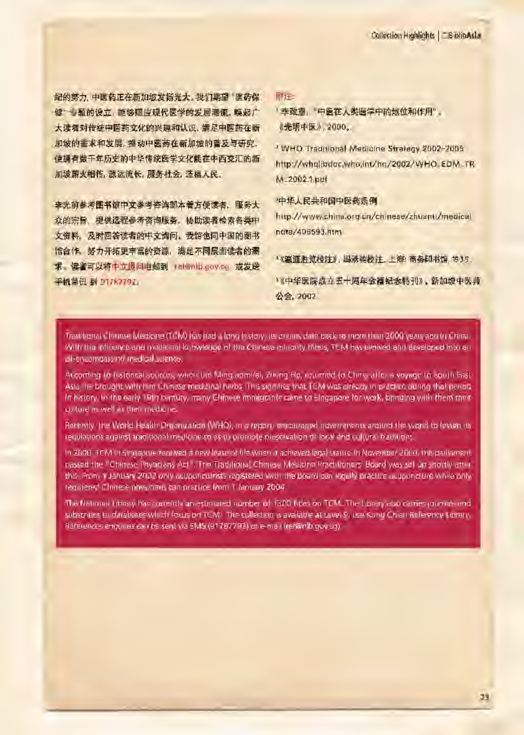纪的努力，中医药正在新加坡发扬光大。我们期望"医药保健"专题的设立，能够顺应现代医学的发展潮流，唤起广大读者对传统中医药文化的兴趣和认识，满足中医药在新加坡的需求和发展，推动中医药在新加坡的普及与研究，使拥有数千年历史的中华传统医学文化能在中西交汇的新加坡薪火相传，源远流长，服务社会，造福人民。

李光前参考图书馆中文参考咨询部本着方便读者，服务大众的宗旨，提供远程参考咨询服务，协助读者检索各类中文资料，及时回答读者的中文询问。我馆也同中国的图书馆合作，努力开拓更丰富的资源，满足不同层面读者的需求。读者可以将中文询问电邮到 ref@nlb.gov.sg 或发送手机简讯 到 91787792。

附注：

[1] 李致重，"中医在人类医学中的地位和作用"，《光明中医》，2000。

[2] WHO Traditional Medicine Strategy 2002-2005 http://whqlibdoc.who.int/hq/2002/WHO_EDM_TRM_2002.1.pdf

[3] 中华人民共和国中医药条例 http://www.china.org.cn/chinese/zhuanti/medicalnote/406593.htm

[4] 《瀛涯胜览校注》，冯承钧校注，上海：商务印书馆，1935。

[5] 《中华医院成立五十周年金禧纪念特刊》，新加坡中医师公会，2002。

Traditional Chinese Medicine (TCM) has had a long history, its origins date back to more than 2000 years ago in China. With the influence and medicinal knowledge of the Chinese minority tribes, TCM has evolved and developed into an all-encompassing medical science.

According to historical sources, when the Ming admiral, Zheng He, returned to China after a voyage to South East Asia, he brought with him Chinese medicinal herbs. This signifies that TCM was already in practice during that period in history. In the early 19th century, many Chinese immigrants came to Singapore for work, bringing with them their culture as well as their medicine.

Recently, the World Health Organization (WHO), in a report, encouraged governments around the world to lessen its regulations against traditional medicine so as to promote preservation of local and cultural traditions.

In 2000, TCM in Singapore received a new lease of life when it achieved legal status. In November 2000, the parliament passed the "Chinese Physicians Act". The Traditional Chinese Medicine Practitioners' Board was set up shortly after this. From 1 January 2002 only acupuncturists registered with the board can legally practice acupuncture while only registered Chinese physicians can practice from 1 January 2004.

The National Library has currently an estimated number of 1300 titles on TCM. The Library also carries journals and subscribes to databases which focus on TCM. The collection is available at Level 9, Lee Kong Chian Reference Library. References enquires can be sent via SMS (91787792) or e-mail (ref@nlb.gov.sg).